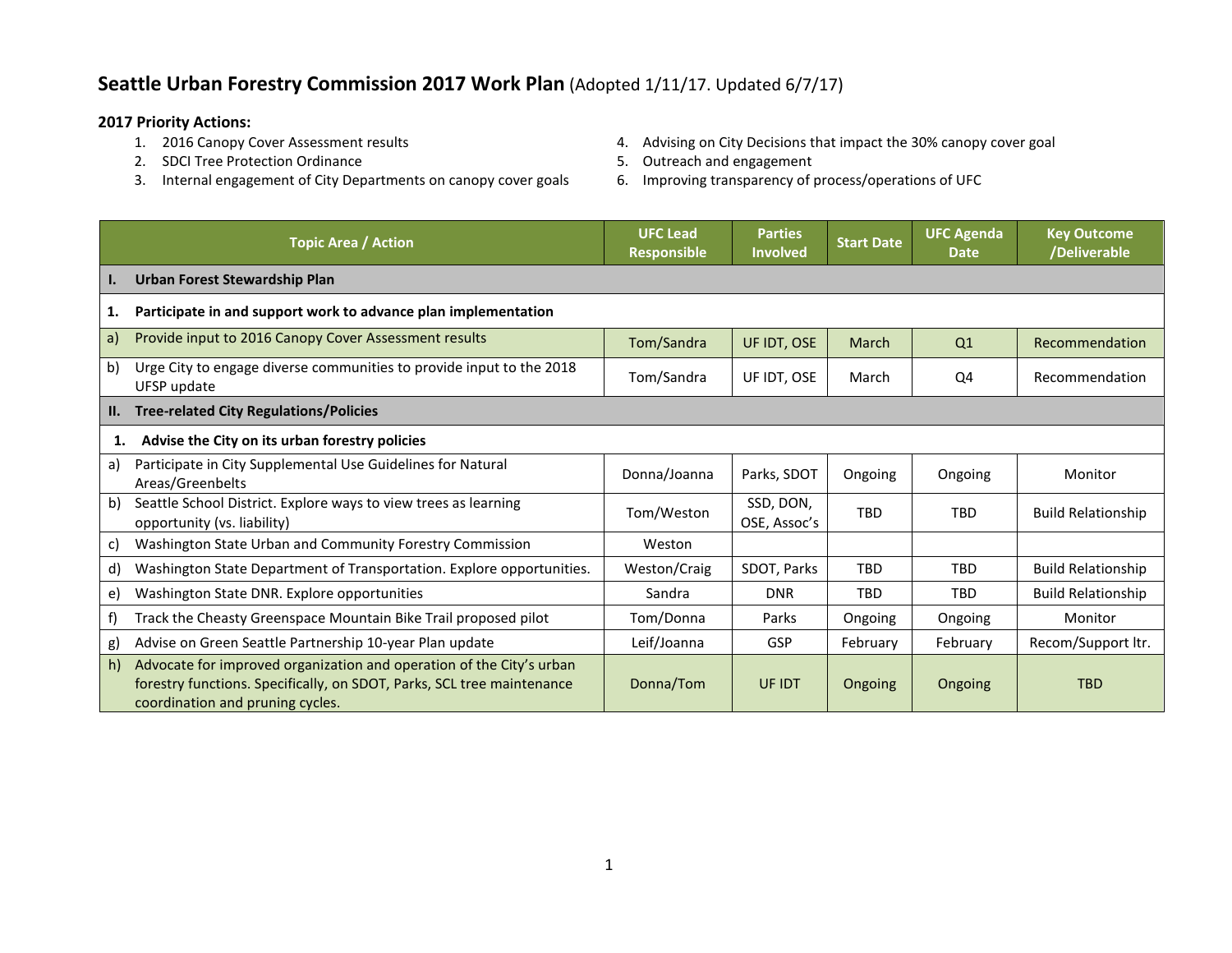# Seattle Urban Forestry Commission 2017 Work Plan (Adopted 1/11/17. Updated 6/7/17)

**2017 Priority Actions:**

1. 2016 Canopy Cover Assessment results
2. SDCI Tree Protection Ordinance
3. Internal engagement of City Departments on canopy cover goals
4. Advising on City Decisions that impact the 30% canopy cover goal
5. Outreach and engagement
6. Improving transparency of process/operations of UFC

| Topic Area / Action | UFC Lead Responsible | Parties Involved | Start Date | UFC Agenda Date | Key Outcome /Deliverable |
|---|---|---|---|---|---|
| **I. Urban Forest Stewardship Plan** | | | | | |
| **1. Participate in and support work to advance plan implementation** | | | | | |
| a) Provide input to 2016 Canopy Cover Assessment results | Tom/Sandra | UF IDT, OSE | March | Q1 | Recommendation |
| b) Urge City to engage diverse communities to provide input to the 2018 UFSP update | Tom/Sandra | UF IDT, OSE | March | Q4 | Recommendation |
| **II. Tree-related City Regulations/Policies** | | | | | |
| **1. Advise the City on its urban forestry policies** | | | | | |
| a) Participate in City Supplemental Use Guidelines for Natural Areas/Greenbelts | Donna/Joanna | Parks, SDOT | Ongoing | Ongoing | Monitor |
| b) Seattle School District. Explore ways to view trees as learning opportunity (vs. liability) | Tom/Weston | SSD, DON, OSE, Assoc's | TBD | TBD | Build Relationship |
| c) Washington State Urban and Community Forestry Commission | Weston | | | | |
| d) Washington State Department of Transportation. Explore opportunities. | Weston/Craig | SDOT, Parks | TBD | TBD | Build Relationship |
| e) Washington State DNR. Explore opportunities | Sandra | DNR | TBD | TBD | Build Relationship |
| f) Track the Cheasty Greenspace Mountain Bike Trail proposed pilot | Tom/Donna | Parks | Ongoing | Ongoing | Monitor |
| g) Advise on Green Seattle Partnership 10-year Plan update | Leif/Joanna | GSP | February | February | Recom/Support ltr. |
| h) Advocate for improved organization and operation of the City's urban forestry functions. Specifically, on SDOT, Parks, SCL tree maintenance coordination and pruning cycles. | Donna/Tom | UF IDT | Ongoing | Ongoing | TBD |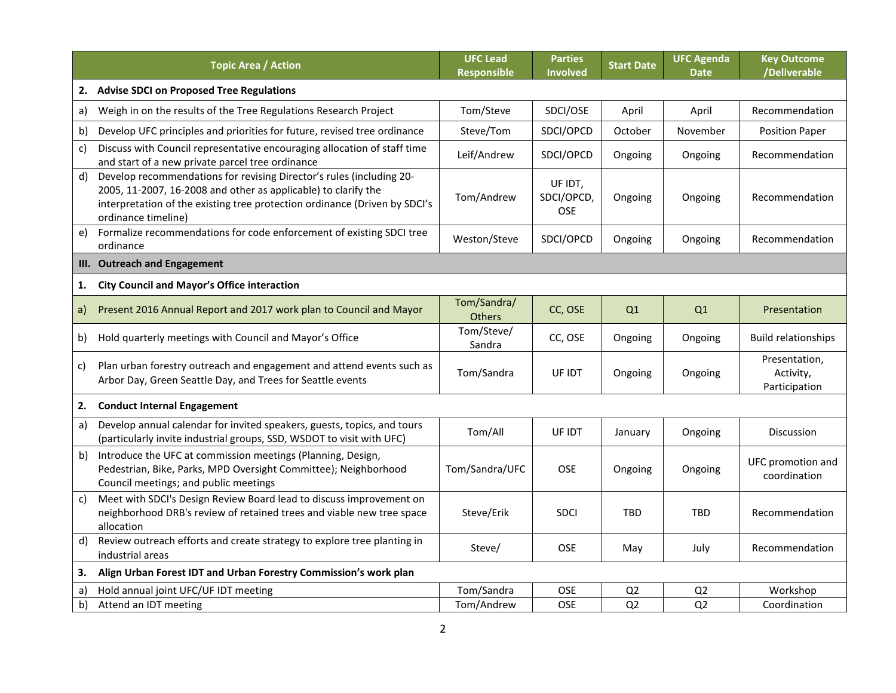| Topic Area / Action | UFC Lead Responsible | Parties Involved | Start Date | UFC Agenda Date | Key Outcome /Deliverable |
|---|---|---|---|---|---|
| **2. Advise SDCI on Proposed Tree Regulations** | | | | | |
| a) Weigh in on the results of the Tree Regulations Research Project | Tom/Steve | SDCI/OSE | April | April | Recommendation |
| b) Develop UFC principles and priorities for future, revised tree ordinance | Steve/Tom | SDCI/OPCD | October | November | Position Paper |
| c) Discuss with Council representative encouraging allocation of staff time and start of a new private parcel tree ordinance | Leif/Andrew | SDCI/OPCD | Ongoing | Ongoing | Recommendation |
| d) Develop recommendations for revising Director's rules (including 20-2005, 11-2007, 16-2008 and other as applicable) to clarify the interpretation of the existing tree protection ordinance (Driven by SDCI's ordinance timeline) | Tom/Andrew | UF IDT, SDCI/OPCD, OSE | Ongoing | Ongoing | Recommendation |
| e) Formalize recommendations for code enforcement of existing SDCI tree ordinance | Weston/Steve | SDCI/OPCD | Ongoing | Ongoing | Recommendation |
| **III. Outreach and Engagement** | | | | | |
| **1. City Council and Mayor's Office interaction** | | | | | |
| a) Present 2016 Annual Report and 2017 work plan to Council and Mayor | Tom/Sandra/ Others | CC, OSE | Q1 | Q1 | Presentation |
| b) Hold quarterly meetings with Council and Mayor's Office | Tom/Steve/ Sandra | CC, OSE | Ongoing | Ongoing | Build relationships |
| c) Plan urban forestry outreach and engagement and attend events such as Arbor Day, Green Seattle Day, and Trees for Seattle events | Tom/Sandra | UF IDT | Ongoing | Ongoing | Presentation, Activity, Participation |
| **2. Conduct Internal Engagement** | | | | | |
| a) Develop annual calendar for invited speakers, guests, topics, and tours (particularly invite industrial groups, SSD, WSDOT to visit with UFC) | Tom/All | UF IDT | January | Ongoing | Discussion |
| b) Introduce the UFC at commission meetings (Planning, Design, Pedestrian, Bike, Parks, MPD Oversight Committee); Neighborhood Council meetings; and public meetings | Tom/Sandra/UFC | OSE | Ongoing | Ongoing | UFC promotion and coordination |
| c) Meet with SDCI's Design Review Board lead to discuss improvement on neighborhood DRB's review of retained trees and viable new tree space allocation | Steve/Erik | SDCI | TBD | TBD | Recommendation |
| d) Review outreach efforts and create strategy to explore tree planting in industrial areas | Steve/ | OSE | May | July | Recommendation |
| **3. Align Urban Forest IDT and Urban Forestry Commission's work plan** | | | | | |
| a) Hold annual joint UFC/UF IDT meeting | Tom/Sandra | OSE | Q2 | Q2 | Workshop |
| b) Attend an IDT meeting | Tom/Andrew | OSE | Q2 | Q2 | Coordination |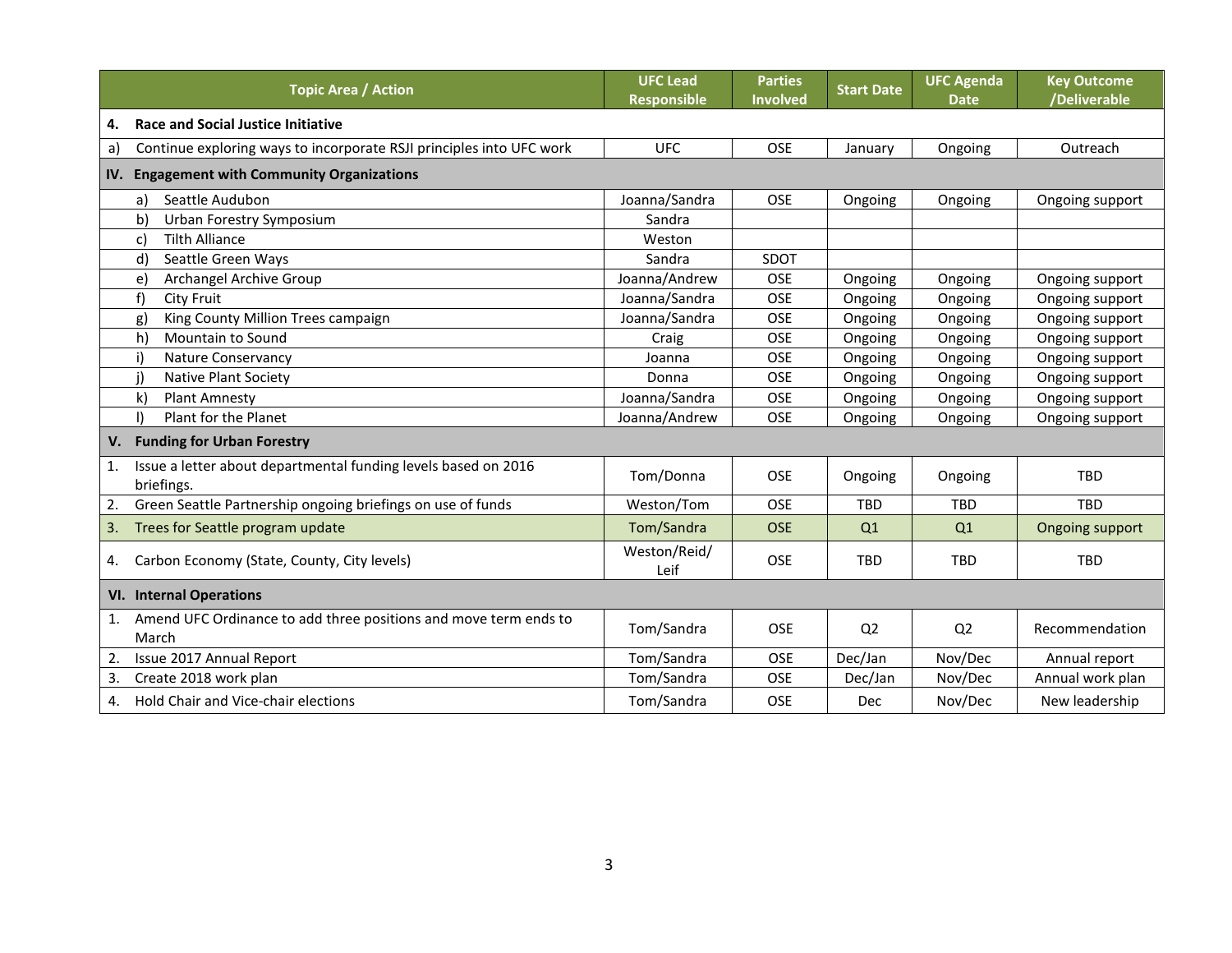| Topic Area / Action | UFC Lead Responsible | Parties Involved | Start Date | UFC Agenda Date | Key Outcome /Deliverable |
|---|---|---|---|---|---|
| **4. Race and Social Justice Initiative** | | | | | |
| a) Continue exploring ways to incorporate RSJI principles into UFC work | UFC | OSE | January | Ongoing | Outreach |
| **IV. Engagement with Community Organizations** | | | | | |
| a) Seattle Audubon | Joanna/Sandra | OSE | Ongoing | Ongoing | Ongoing support |
| b) Urban Forestry Symposium | Sandra | | | | |
| c) Tilth Alliance | Weston | | | | |
| d) Seattle Green Ways | Sandra | SDOT | | | |
| e) Archangel Archive Group | Joanna/Andrew | OSE | Ongoing | Ongoing | Ongoing support |
| f) City Fruit | Joanna/Sandra | OSE | Ongoing | Ongoing | Ongoing support |
| g) King County Million Trees campaign | Joanna/Sandra | OSE | Ongoing | Ongoing | Ongoing support |
| h) Mountain to Sound | Craig | OSE | Ongoing | Ongoing | Ongoing support |
| i) Nature Conservancy | Joanna | OSE | Ongoing | Ongoing | Ongoing support |
| j) Native Plant Society | Donna | OSE | Ongoing | Ongoing | Ongoing support |
| k) Plant Amnesty | Joanna/Sandra | OSE | Ongoing | Ongoing | Ongoing support |
| l) Plant for the Planet | Joanna/Andrew | OSE | Ongoing | Ongoing | Ongoing support |
| **V. Funding for Urban Forestry** | | | | | |
| 1. Issue a letter about departmental funding levels based on 2016 briefings. | Tom/Donna | OSE | Ongoing | Ongoing | TBD |
| 2. Green Seattle Partnership ongoing briefings on use of funds | Weston/Tom | OSE | TBD | TBD | TBD |
| 3. Trees for Seattle program update | Tom/Sandra | OSE | Q1 | Q1 | Ongoing support |
| 4. Carbon Economy (State, County, City levels) | Weston/Reid/ Leif | OSE | TBD | TBD | TBD |
| **VI. Internal Operations** | | | | | |
| 1. Amend UFC Ordinance to add three positions and move term ends to March | Tom/Sandra | OSE | Q2 | Q2 | Recommendation |
| 2. Issue 2017 Annual Report | Tom/Sandra | OSE | Dec/Jan | Nov/Dec | Annual report |
| 3. Create 2018 work plan | Tom/Sandra | OSE | Dec/Jan | Nov/Dec | Annual work plan |
| 4. Hold Chair and Vice-chair elections | Tom/Sandra | OSE | Dec | Nov/Dec | New leadership |